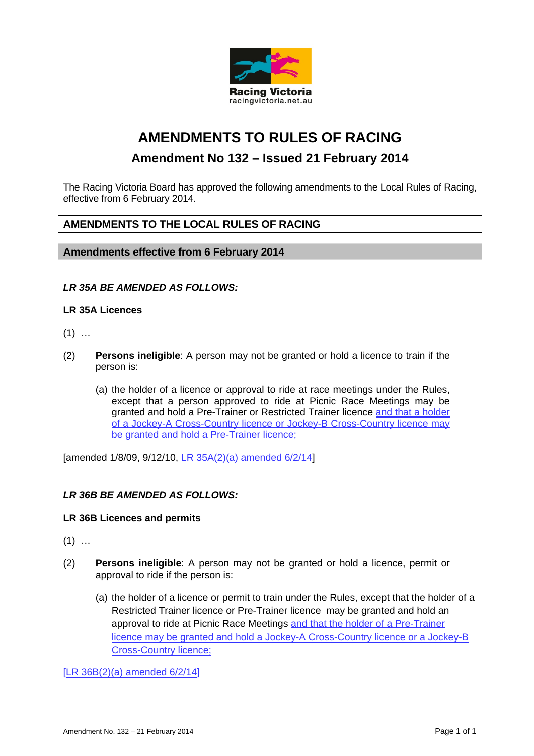Racing Victoria
racingvictoria.net.au

# AMENDMENTS TO RULES OF RACING

## Amendment No 132 – Issued 21 February 2014

The Racing Victoria Board has approved the following amendments to the Local Rules of Racing, effective from 6 February 2014.

## AMENDMENTS TO THE LOCAL RULES OF RACING

### Amendments effective from 6 February 2014

***LR 35A BE AMENDED AS FOLLOWS:***

**LR 35A Licences**

(1) …

(2) **Persons ineligible**: A person may not be granted or hold a licence to train if the person is:

(a) the holder of a licence or approval to ride at race meetings under the Rules, except that a person approved to ride at Picnic Race Meetings may be granted and hold a Pre-Trainer or Restricted Trainer licence <u>and that a holder of a Jockey-A Cross-Country licence or Jockey-B Cross-Country licence may be granted and hold a Pre-Trainer licence;</u>

[amended 1/8/09, 9/12/10, <u>LR 35A(2)(a) amended 6/2/14</u>]

***LR 36B BE AMENDED AS FOLLOWS:***

**LR 36B Licences and permits**

(1) …

(2) **Persons ineligible**: A person may not be granted or hold a licence, permit or approval to ride if the person is:

(a) the holder of a licence or permit to train under the Rules, except that the holder of a Restricted Trainer licence or Pre-Trainer licence may be granted and hold an approval to ride at Picnic Race Meetings <u>and that the holder of a Pre-Trainer licence may be granted and hold a Jockey-A Cross-Country licence or a Jockey-B Cross-Country licence;</u>

<u>[LR 36B(2)(a) amended 6/2/14]</u>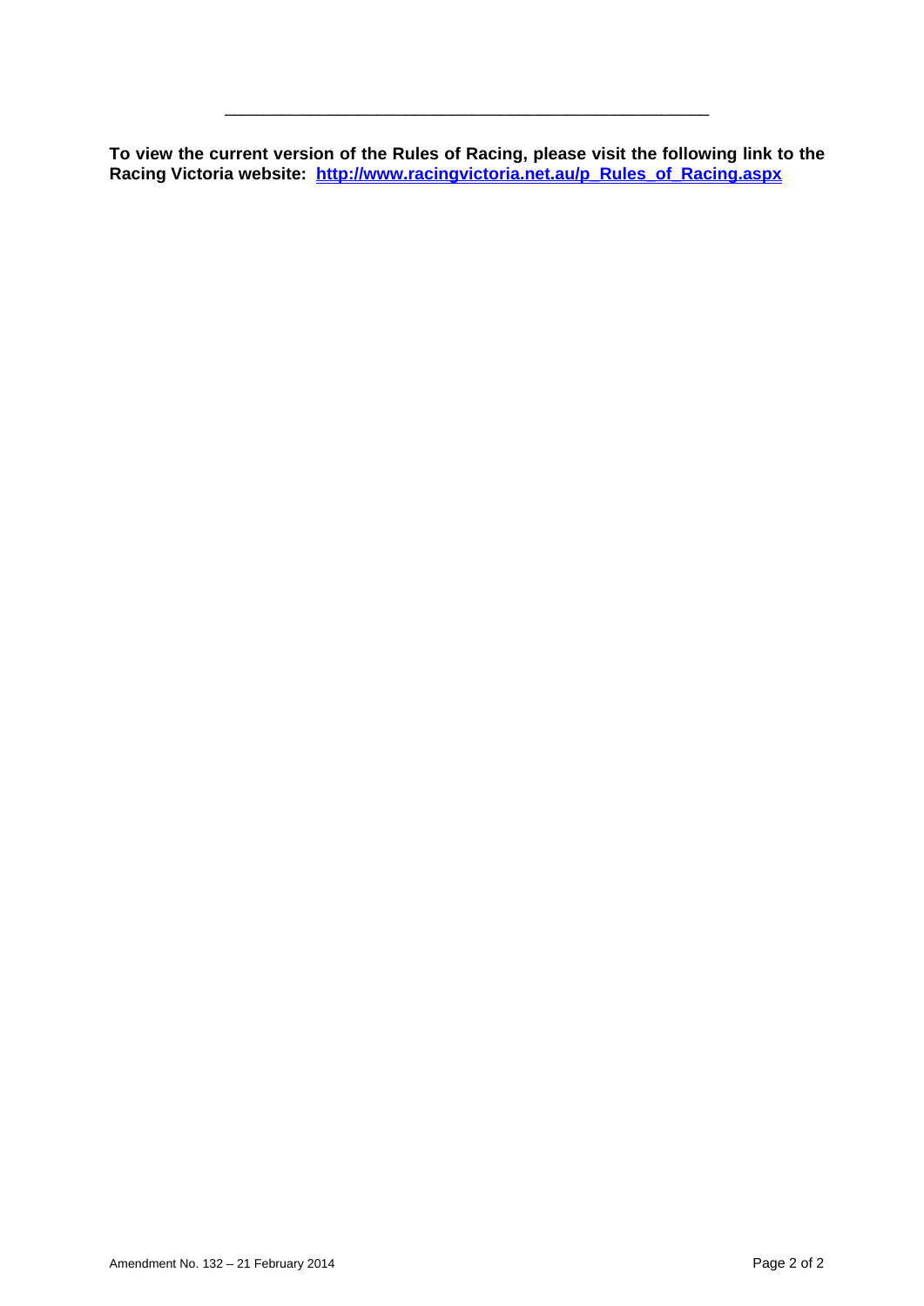---

**To view the current version of the Rules of Racing, please visit the following link to the Racing Victoria website: [http://www.racingvictoria.net.au/p_Rules_of_Racing.aspx](http://www.racingvictoria.net.au/p_Rules_of_Racing.aspx)**